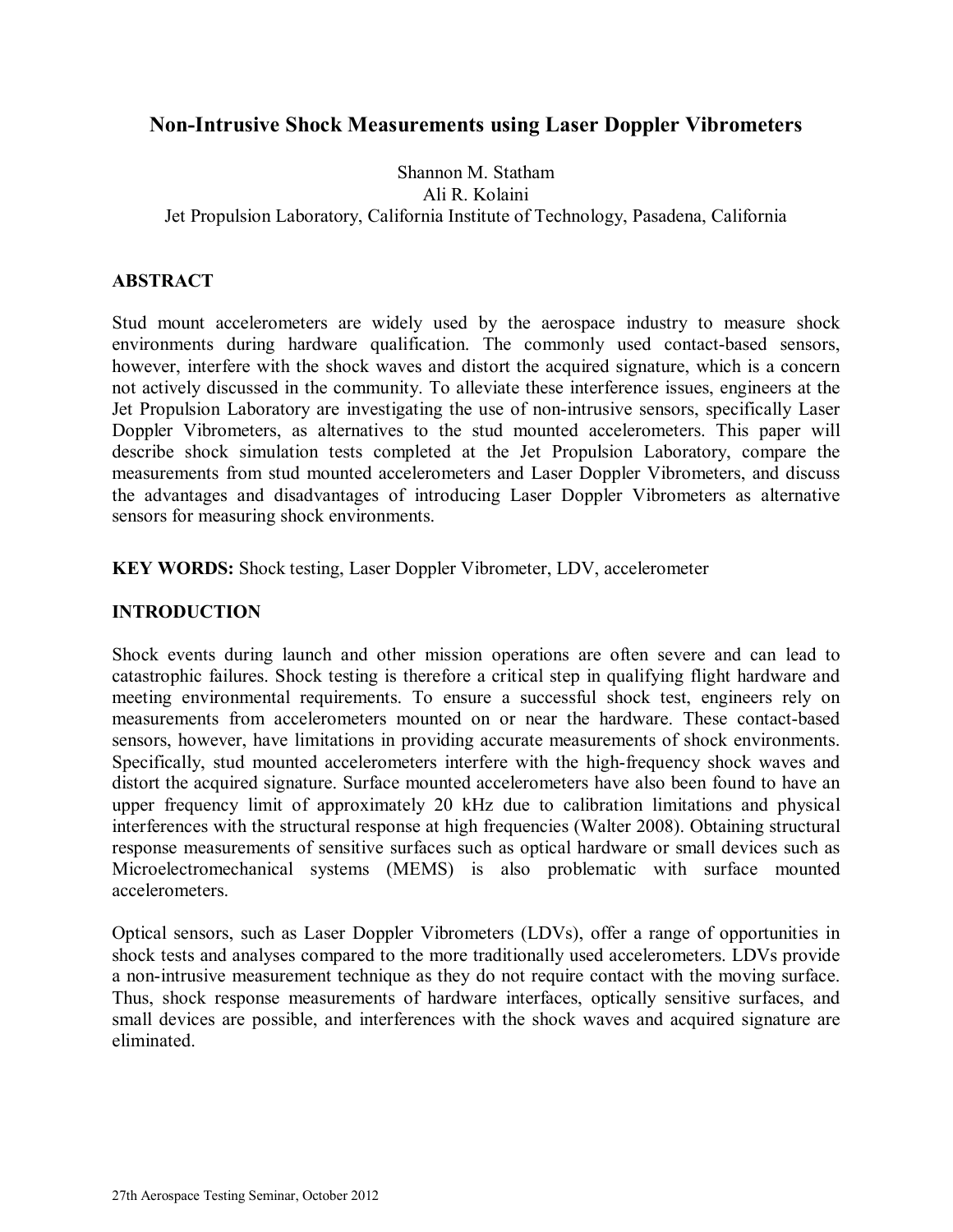# Non-Intrusive Shock Measurements using Laser Doppler Vibrometers

Shannon M. Statham
Ali R. Kolaini
Jet Propulsion Laboratory, California Institute of Technology, Pasadena, California

## ABSTRACT

Stud mount accelerometers are widely used by the aerospace industry to measure shock environments during hardware qualification. The commonly used contact-based sensors, however, interfere with the shock waves and distort the acquired signature, which is a concern not actively discussed in the community. To alleviate these interference issues, engineers at the Jet Propulsion Laboratory are investigating the use of non-intrusive sensors, specifically Laser Doppler Vibrometers, as alternatives to the stud mounted accelerometers. This paper will describe shock simulation tests completed at the Jet Propulsion Laboratory, compare the measurements from stud mounted accelerometers and Laser Doppler Vibrometers, and discuss the advantages and disadvantages of introducing Laser Doppler Vibrometers as alternative sensors for measuring shock environments.

**KEY WORDS:** Shock testing, Laser Doppler Vibrometer, LDV, accelerometer

## INTRODUCTION

Shock events during launch and other mission operations are often severe and can lead to catastrophic failures. Shock testing is therefore a critical step in qualifying flight hardware and meeting environmental requirements. To ensure a successful shock test, engineers rely on measurements from accelerometers mounted on or near the hardware. These contact-based sensors, however, have limitations in providing accurate measurements of shock environments. Specifically, stud mounted accelerometers interfere with the high-frequency shock waves and distort the acquired signature. Surface mounted accelerometers have also been found to have an upper frequency limit of approximately 20 kHz due to calibration limitations and physical interferences with the structural response at high frequencies (Walter 2008). Obtaining structural response measurements of sensitive surfaces such as optical hardware or small devices such as Microelectromechanical systems (MEMS) is also problematic with surface mounted accelerometers.

Optical sensors, such as Laser Doppler Vibrometers (LDVs), offer a range of opportunities in shock tests and analyses compared to the more traditionally used accelerometers. LDVs provide a non-intrusive measurement technique as they do not require contact with the moving surface. Thus, shock response measurements of hardware interfaces, optically sensitive surfaces, and small devices are possible, and interferences with the shock waves and acquired signature are eliminated.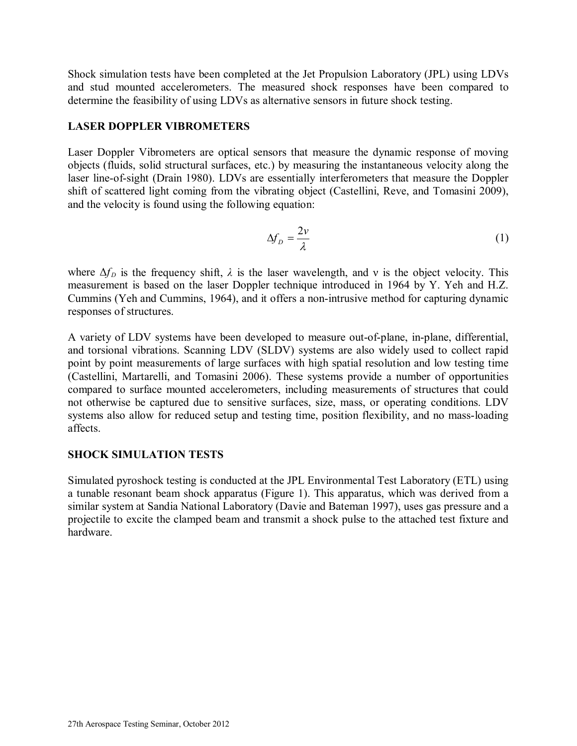Shock simulation tests have been completed at the Jet Propulsion Laboratory (JPL) using LDVs and stud mounted accelerometers. The measured shock responses have been compared to determine the feasibility of using LDVs as alternative sensors in future shock testing.

## LASER DOPPLER VIBROMETERS

Laser Doppler Vibrometers are optical sensors that measure the dynamic response of moving objects (fluids, solid structural surfaces, etc.) by measuring the instantaneous velocity along the laser line-of-sight (Drain 1980). LDVs are essentially interferometers that measure the Doppler shift of scattered light coming from the vibrating object (Castellini, Reve, and Tomasini 2009), and the velocity is found using the following equation:

$$\Delta f_D = \frac{2v}{\lambda} \tag{1}$$

where $\Delta f_D$ is the frequency shift, $\lambda$ is the laser wavelength, and $v$ is the object velocity. This measurement is based on the laser Doppler technique introduced in 1964 by Y. Yeh and H.Z. Cummins (Yeh and Cummins, 1964), and it offers a non-intrusive method for capturing dynamic responses of structures.

A variety of LDV systems have been developed to measure out-of-plane, in-plane, differential, and torsional vibrations. Scanning LDV (SLDV) systems are also widely used to collect rapid point by point measurements of large surfaces with high spatial resolution and low testing time (Castellini, Martarelli, and Tomasini 2006). These systems provide a number of opportunities compared to surface mounted accelerometers, including measurements of structures that could not otherwise be captured due to sensitive surfaces, size, mass, or operating conditions. LDV systems also allow for reduced setup and testing time, position flexibility, and no mass-loading affects.

## SHOCK SIMULATION TESTS

Simulated pyroshock testing is conducted at the JPL Environmental Test Laboratory (ETL) using a tunable resonant beam shock apparatus (Figure 1). This apparatus, which was derived from a similar system at Sandia National Laboratory (Davie and Bateman 1997), uses gas pressure and a projectile to excite the clamped beam and transmit a shock pulse to the attached test fixture and hardware.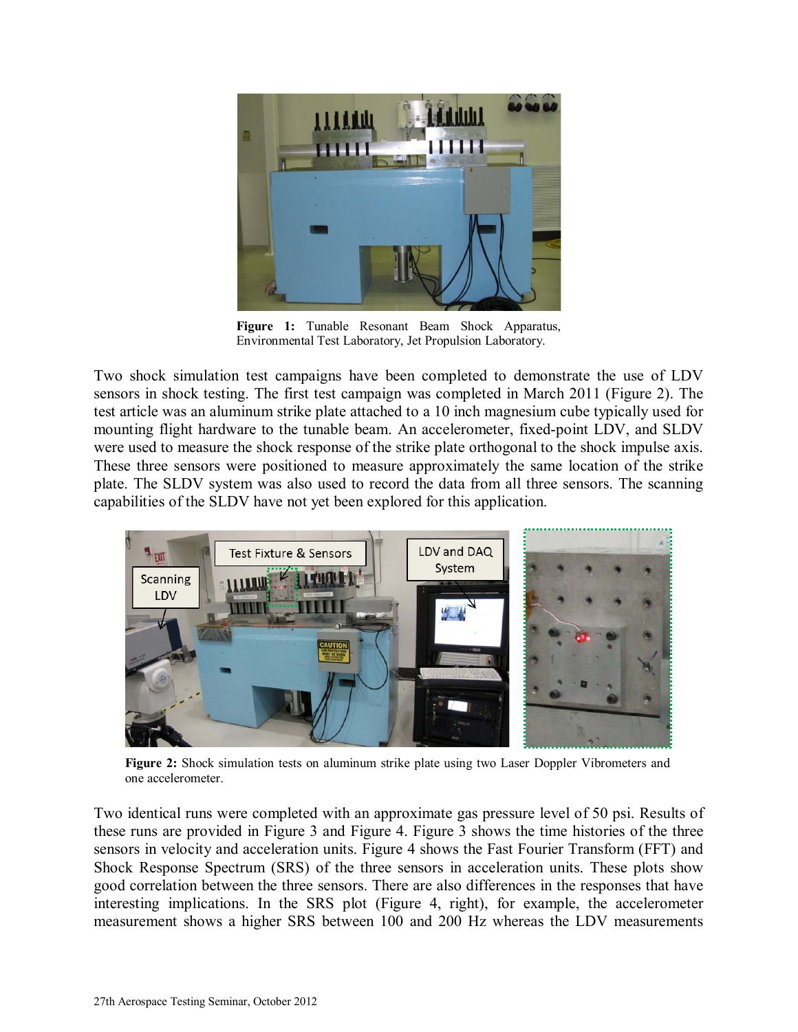**Figure 1:** Tunable Resonant Beam Shock Apparatus, Environmental Test Laboratory, Jet Propulsion Laboratory.

Two shock simulation test campaigns have been completed to demonstrate the use of LDV sensors in shock testing. The first test campaign was completed in March 2011 (Figure 2). The test article was an aluminum strike plate attached to a 10 inch magnesium cube typically used for mounting flight hardware to the tunable beam. An accelerometer, fixed-point LDV, and SLDV were used to measure the shock response of the strike plate orthogonal to the shock impulse axis. These three sensors were positioned to measure approximately the same location of the strike plate. The SLDV system was also used to record the data from all three sensors. The scanning capabilities of the SLDV have not yet been explored for this application.

**Figure 2:** Shock simulation tests on aluminum strike plate using two Laser Doppler Vibrometers and one accelerometer.

Two identical runs were completed with an approximate gas pressure level of 50 psi. Results of these runs are provided in Figure 3 and Figure 4. Figure 3 shows the time histories of the three sensors in velocity and acceleration units. Figure 4 shows the Fast Fourier Transform (FFT) and Shock Response Spectrum (SRS) of the three sensors in acceleration units. These plots show good correlation between the three sensors. There are also differences in the responses that have interesting implications. In the SRS plot (Figure 4, right), for example, the accelerometer measurement shows a higher SRS between 100 and 200 Hz whereas the LDV measurements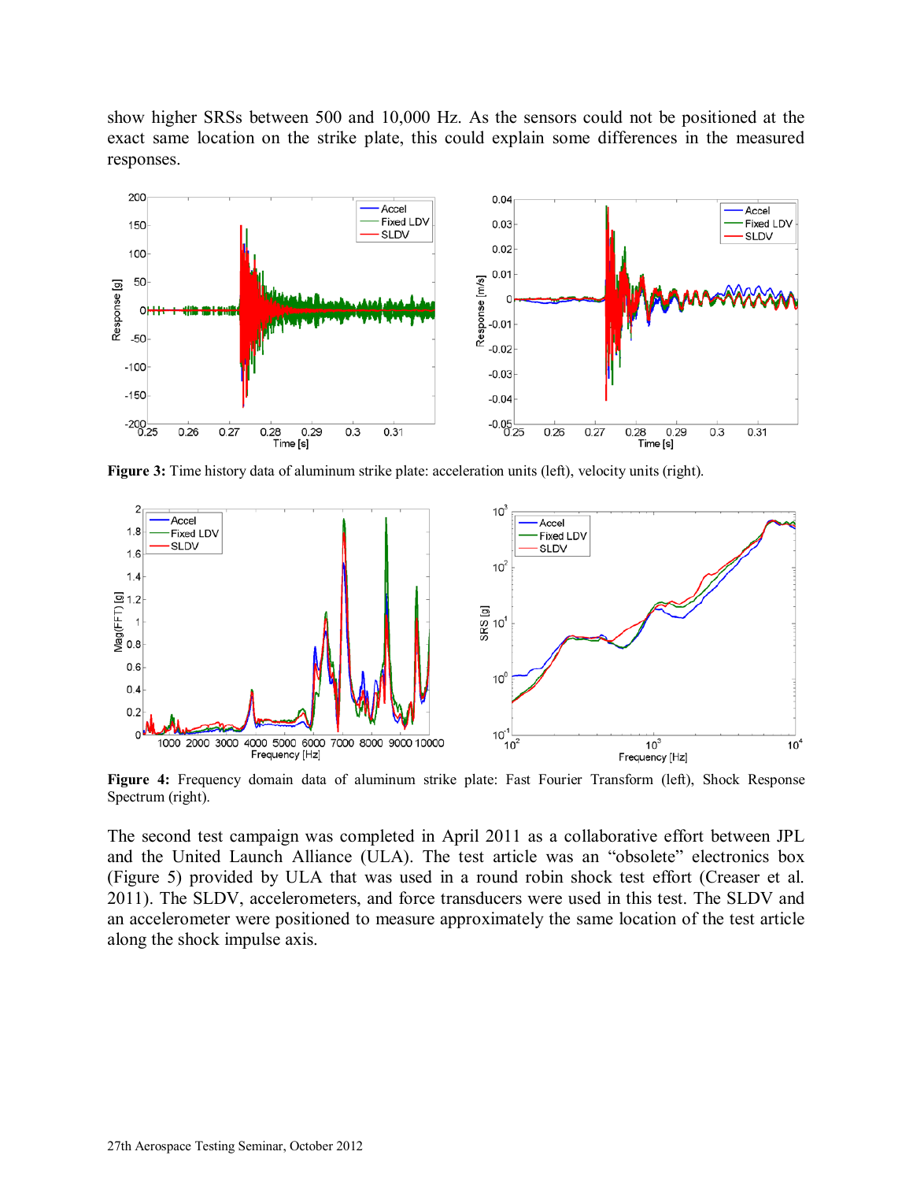show higher SRSs between 500 and 10,000 Hz. As the sensors could not be positioned at the exact same location on the strike plate, this could explain some differences in the measured responses.

**Figure 3:** Time history data of aluminum strike plate: acceleration units (left), velocity units (right).

**Figure 4:** Frequency domain data of aluminum strike plate: Fast Fourier Transform (left), Shock Response Spectrum (right).

The second test campaign was completed in April 2011 as a collaborative effort between JPL and the United Launch Alliance (ULA). The test article was an "obsolete" electronics box (Figure 5) provided by ULA that was used in a round robin shock test effort (Creaser et al. 2011). The SLDV, accelerometers, and force transducers were used in this test. The SLDV and an accelerometer were positioned to measure approximately the same location of the test article along the shock impulse axis.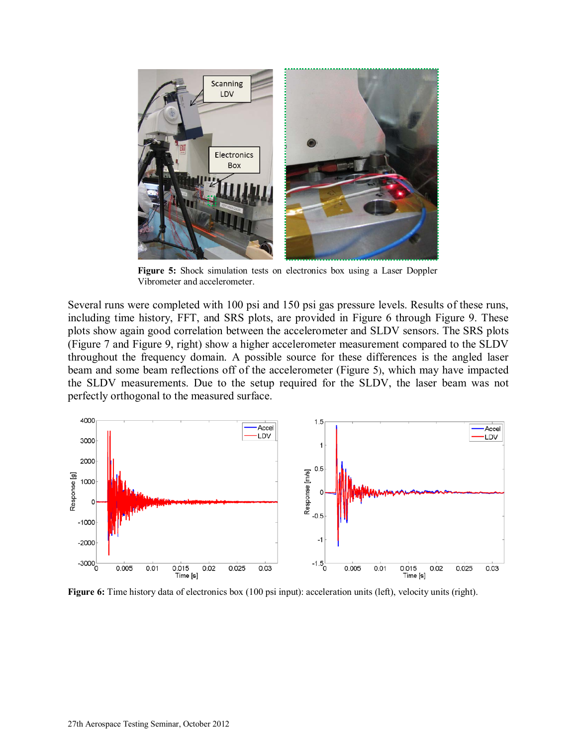Figure 5: Shock simulation tests on electronics box using a Laser Doppler Vibrometer and accelerometer.

Several runs were completed with 100 psi and 150 psi gas pressure levels. Results of these runs, including time history, FFT, and SRS plots, are provided in Figure 6 through Figure 9. These plots show again good correlation between the accelerometer and SLDV sensors. The SRS plots (Figure 7 and Figure 9, right) show a higher accelerometer measurement compared to the SLDV throughout the frequency domain. A possible source for these differences is the angled laser beam and some beam reflections off of the accelerometer (Figure 5), which may have impacted the SLDV measurements. Due to the setup required for the SLDV, the laser beam was not perfectly orthogonal to the measured surface.

**Figure 6:** Time history data of electronics box (100 psi input): acceleration units (left), velocity units (right).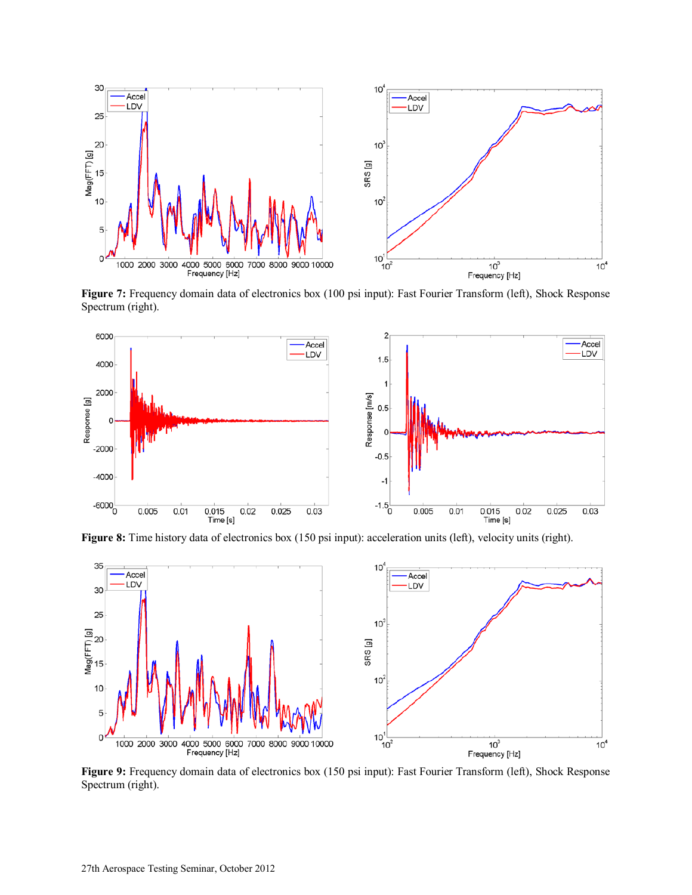**Figure 7:** Frequency domain data of electronics box (100 psi input): Fast Fourier Transform (left), Shock Response Spectrum (right).

**Figure 8:** Time history data of electronics box (150 psi input): acceleration units (left), velocity units (right).

**Figure 9:** Frequency domain data of electronics box (150 psi input): Fast Fourier Transform (left), Shock Response Spectrum (right).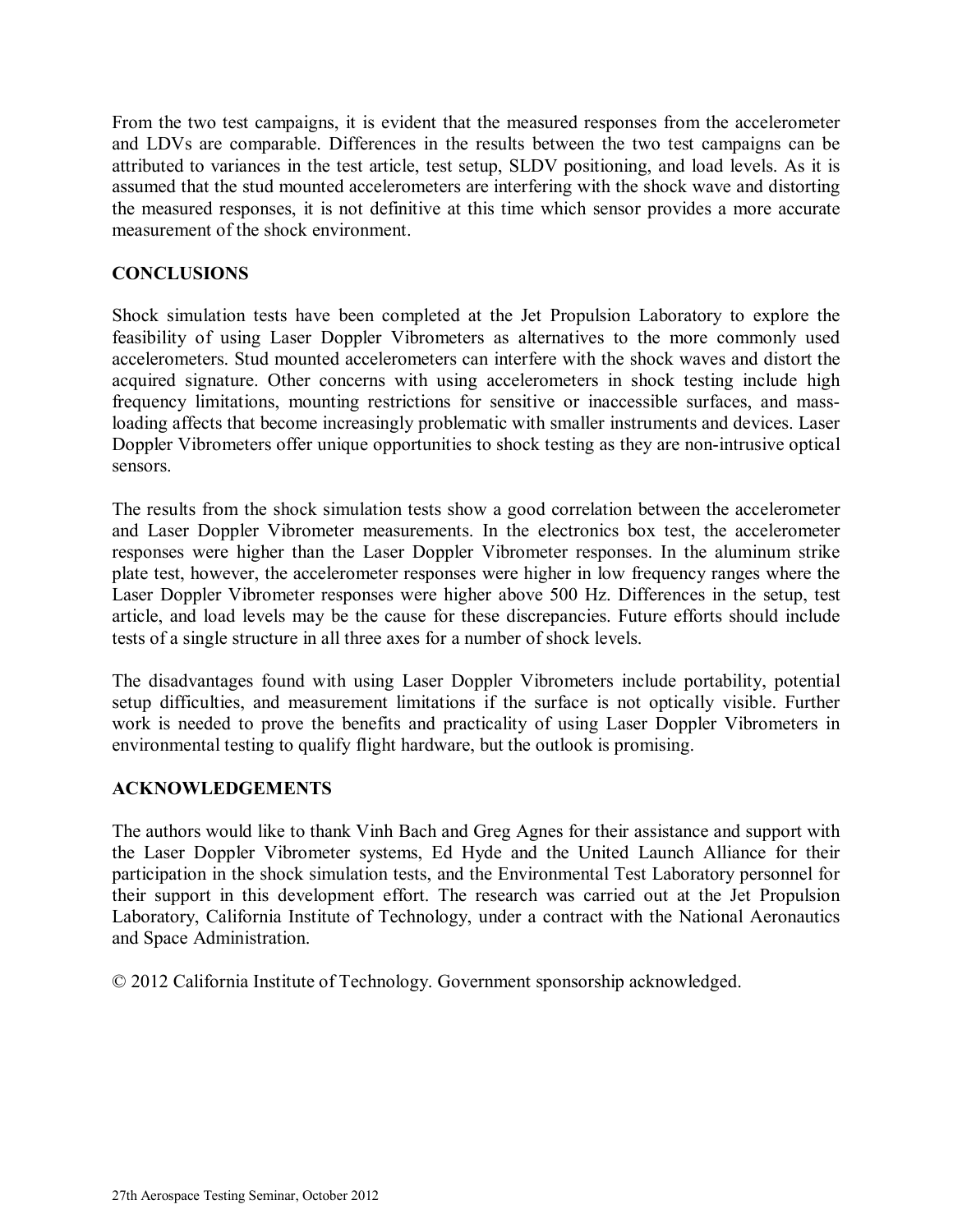From the two test campaigns, it is evident that the measured responses from the accelerometer and LDVs are comparable. Differences in the results between the two test campaigns can be attributed to variances in the test article, test setup, SLDV positioning, and load levels. As it is assumed that the stud mounted accelerometers are interfering with the shock wave and distorting the measured responses, it is not definitive at this time which sensor provides a more accurate measurement of the shock environment.

## CONCLUSIONS

Shock simulation tests have been completed at the Jet Propulsion Laboratory to explore the feasibility of using Laser Doppler Vibrometers as alternatives to the more commonly used accelerometers. Stud mounted accelerometers can interfere with the shock waves and distort the acquired signature. Other concerns with using accelerometers in shock testing include high frequency limitations, mounting restrictions for sensitive or inaccessible surfaces, and mass-loading affects that become increasingly problematic with smaller instruments and devices. Laser Doppler Vibrometers offer unique opportunities to shock testing as they are non-intrusive optical sensors.

The results from the shock simulation tests show a good correlation between the accelerometer and Laser Doppler Vibrometer measurements. In the electronics box test, the accelerometer responses were higher than the Laser Doppler Vibrometer responses. In the aluminum strike plate test, however, the accelerometer responses were higher in low frequency ranges where the Laser Doppler Vibrometer responses were higher above 500 Hz. Differences in the setup, test article, and load levels may be the cause for these discrepancies. Future efforts should include tests of a single structure in all three axes for a number of shock levels.

The disadvantages found with using Laser Doppler Vibrometers include portability, potential setup difficulties, and measurement limitations if the surface is not optically visible. Further work is needed to prove the benefits and practicality of using Laser Doppler Vibrometers in environmental testing to qualify flight hardware, but the outlook is promising.

## ACKNOWLEDGEMENTS

The authors would like to thank Vinh Bach and Greg Agnes for their assistance and support with the Laser Doppler Vibrometer systems, Ed Hyde and the United Launch Alliance for their participation in the shock simulation tests, and the Environmental Test Laboratory personnel for their support in this development effort. The research was carried out at the Jet Propulsion Laboratory, California Institute of Technology, under a contract with the National Aeronautics and Space Administration.

© 2012 California Institute of Technology. Government sponsorship acknowledged.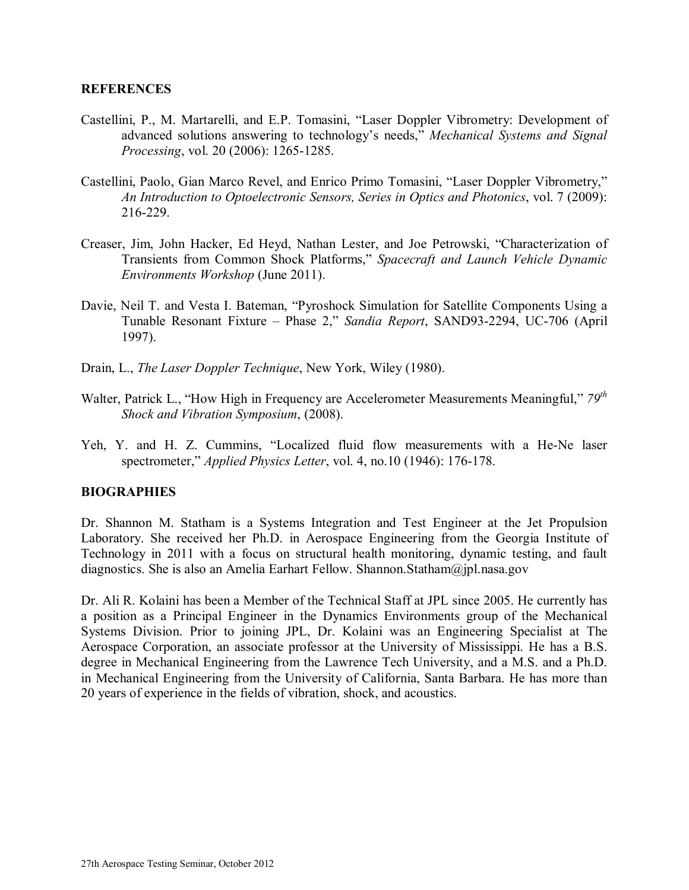## REFERENCES

Castellini, P., M. Martarelli, and E.P. Tomasini, "Laser Doppler Vibrometry: Development of advanced solutions answering to technology's needs," *Mechanical Systems and Signal Processing*, vol. 20 (2006): 1265-1285.

Castellini, Paolo, Gian Marco Revel, and Enrico Primo Tomasini, "Laser Doppler Vibrometry," *An Introduction to Optoelectronic Sensors, Series in Optics and Photonics*, vol. 7 (2009): 216-229.

Creaser, Jim, John Hacker, Ed Heyd, Nathan Lester, and Joe Petrowski, "Characterization of Transients from Common Shock Platforms," *Spacecraft and Launch Vehicle Dynamic Environments Workshop* (June 2011).

Davie, Neil T. and Vesta I. Bateman, "Pyroshock Simulation for Satellite Components Using a Tunable Resonant Fixture – Phase 2," *Sandia Report*, SAND93-2294, UC-706 (April 1997).

Drain, L., *The Laser Doppler Technique*, New York, Wiley (1980).

Walter, Patrick L., "How High in Frequency are Accelerometer Measurements Meaningful," *79th Shock and Vibration Symposium*, (2008).

Yeh, Y. and H. Z. Cummins, "Localized fluid flow measurements with a He-Ne laser spectrometer," *Applied Physics Letter*, vol. 4, no.10 (1946): 176-178.

## BIOGRAPHIES

Dr. Shannon M. Statham is a Systems Integration and Test Engineer at the Jet Propulsion Laboratory. She received her Ph.D. in Aerospace Engineering from the Georgia Institute of Technology in 2011 with a focus on structural health monitoring, dynamic testing, and fault diagnostics. She is also an Amelia Earhart Fellow. Shannon.Statham@jpl.nasa.gov

Dr. Ali R. Kolaini has been a Member of the Technical Staff at JPL since 2005. He currently has a position as a Principal Engineer in the Dynamics Environments group of the Mechanical Systems Division. Prior to joining JPL, Dr. Kolaini was an Engineering Specialist at The Aerospace Corporation, an associate professor at the University of Mississippi. He has a B.S. degree in Mechanical Engineering from the Lawrence Tech University, and a M.S. and a Ph.D. in Mechanical Engineering from the University of California, Santa Barbara. He has more than 20 years of experience in the fields of vibration, shock, and acoustics.